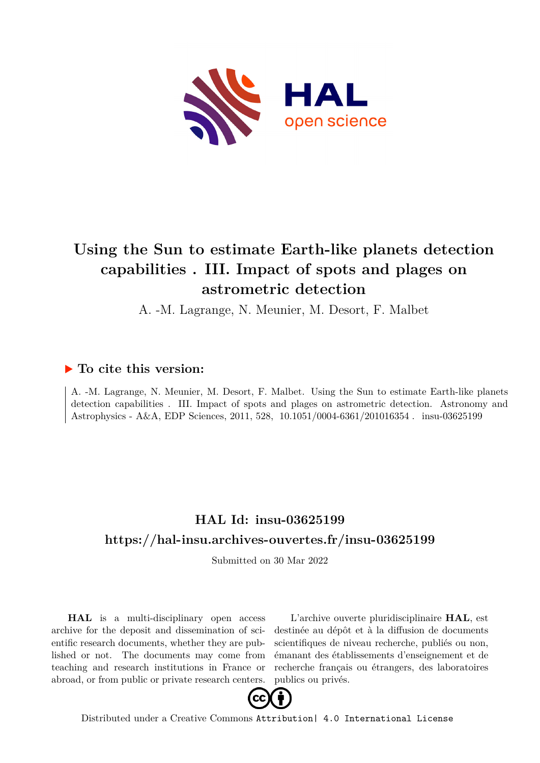# Using the Sun to estimate Earth-like planets detection capabilities . III. Impact of spots and plages on astrometric detection

A. -M. Lagrange, N. Meunier, M. Desort, F. Malbet

## ▶ To cite this version:

A. -M. Lagrange, N. Meunier, M. Desort, F. Malbet. Using the Sun to estimate Earth-like planets detection capabilities . III. Impact of spots and plages on astrometric detection. Astronomy and Astrophysics - A&A, EDP Sciences, 2011, 528, 10.1051/0004-6361/201016354 . insu-03625199

## HAL Id: insu-03625199

## https://hal-insu.archives-ouvertes.fr/insu-03625199

Submitted on 30 Mar 2022

**HAL** is a multi-disciplinary open access archive for the deposit and dissemination of scientific research documents, whether they are published or not. The documents may come from teaching and research institutions in France or abroad, or from public or private research centers.

L'archive ouverte pluridisciplinaire **HAL**, est destinée au dépôt et à la diffusion de documents scientifiques de niveau recherche, publiés ou non, émanant des établissements d'enseignement et de recherche français ou étrangers, des laboratoires publics ou privés.

Distributed under a Creative Commons Attribution| 4.0 International License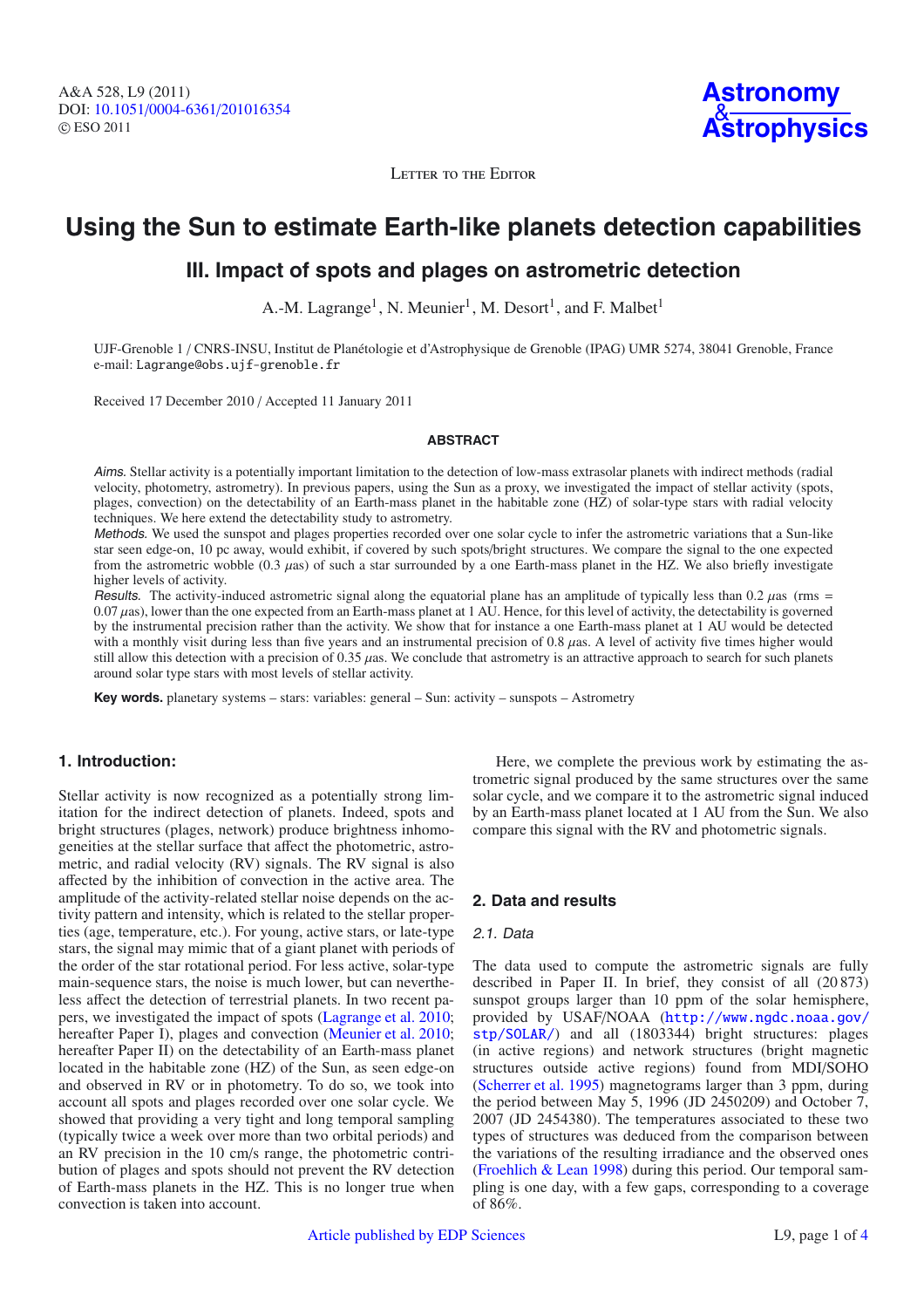Letter to the Editor

# Using the Sun to estimate Earth-like planets detection capabilities

## III. Impact of spots and plages on astrometric detection

A.-M. Lagrange[1], N. Meunier[1], M. Desort[1], and F. Malbet[1]

UJF-Grenoble 1 / CNRS-INSU, Institut de Planétologie et d'Astrophysique de Grenoble (IPAG) UMR 5274, 38041 Grenoble, France
e-mail: Lagrange@obs.ujf-grenoble.fr

Received 17 December 2010 / Accepted 11 January 2011

### ABSTRACT

*Aims.* Stellar activity is a potentially important limitation to the detection of low-mass extrasolar planets with indirect methods (radial velocity, photometry, astrometry). In previous papers, using the Sun as a proxy, we investigated the impact of stellar activity (spots, plages, convection) on the detectability of an Earth-mass planet in the habitable zone (HZ) of solar-type stars with radial velocity techniques. We here extend the detectability study to astrometry.

*Methods.* We used the sunspot and plages properties recorded over one solar cycle to infer the astrometric variations that a Sun-like star seen edge-on, 10 pc away, would exhibit, if covered by such spots/bright structures. We compare the signal to the one expected from the astrometric wobble (0.3 $\mu$as) of such a star surrounded by a one Earth-mass planet in the HZ. We also briefly investigate higher levels of activity.

*Results.* The activity-induced astrometric signal along the equatorial plane has an amplitude of typically less than 0.2 $\mu$as (rms = 0.07 $\mu$as), lower than the one expected from an Earth-mass planet at 1 AU. Hence, for this level of activity, the detectability is governed by the instrumental precision rather than the activity. We show that for instance a one Earth-mass planet at 1 AU would be detected with a monthly visit during less than five years and an instrumental precision of 0.8 $\mu$as. A level of activity five times higher would still allow this detection with a precision of 0.35 $\mu$as. We conclude that astrometry is an attractive approach to search for such planets around solar type stars with most levels of stellar activity.

**Key words.** planetary systems – stars: variables: general – Sun: activity – sunspots – Astrometry

## 1. Introduction:

Stellar activity is now recognized as a potentially strong limitation for the indirect detection of planets. Indeed, spots and bright structures (plages, network) produce brightness inhomogeneities at the stellar surface that affect the photometric, astrometric, and radial velocity (RV) signals. The RV signal is also affected by the inhibition of convection in the active area. The amplitude of the activity-related stellar noise depends on the activity pattern and intensity, which is related to the stellar properties (age, temperature, etc.). For young, active stars, or late-type stars, the signal may mimic that of a giant planet with periods of the order of the star rotational period. For less active, solar-type main-sequence stars, the noise is much lower, but can nevertheless affect the detection of terrestrial planets. In two recent papers, we investigated the impact of spots (Lagrange et al. 2010; hereafter Paper I), plages and convection (Meunier et al. 2010; hereafter Paper II) on the detectability of an Earth-mass planet located in the habitable zone (HZ) of the Sun, as seen edge-on and observed in RV or in photometry. To do so, we took into account all spots and plages recorded over one solar cycle. We showed that providing a very tight and long temporal sampling (typically twice a week over more than two orbital periods) and an RV precision in the 10 cm/s range, the photometric contribution of plages and spots should not prevent the RV detection of Earth-mass planets in the HZ. This is no longer true when convection is taken into account.

Here, we complete the previous work by estimating the astrometric signal produced by the same structures over the same solar cycle, and we compare it to the astrometric signal induced by an Earth-mass planet located at 1 AU from the Sun. We also compare this signal with the RV and photometric signals.

## 2. Data and results

### 2.1. Data

The data used to compute the astrometric signals are fully described in Paper II. In brief, they consist of all (20 873) sunspot groups larger than 10 ppm of the solar hemisphere, provided by USAF/NOAA (http://www.ngdc.noaa.gov/stp/SOLAR/) and all (1803344) bright structures: plages (in active regions) and network structures (bright magnetic structures outside active regions) found from MDI/SOHO (Scherrer et al. 1995) magnetograms larger than 3 ppm, during the period between May 5, 1996 (JD 2450209) and October 7, 2007 (JD 2454380). The temperatures associated to these two types of structures was deduced from the comparison between the variations of the resulting irradiance and the observed ones (Froehlich & Lean 1998) during this period. Our temporal sampling is one day, with a few gaps, corresponding to a coverage of 86%.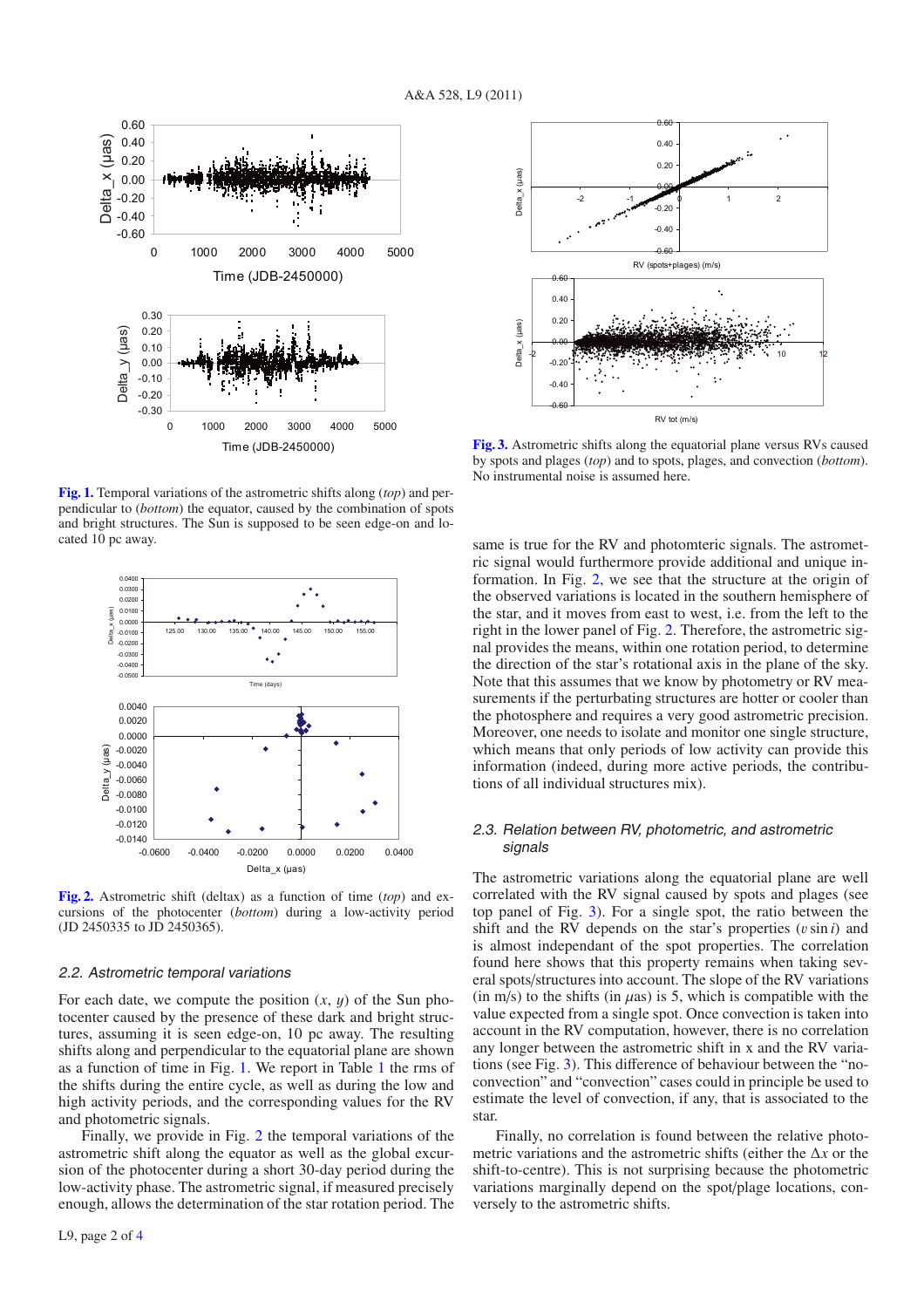**Fig. 1.** Temporal variations of the astrometric shifts along (*top*) and perpendicular to (*bottom*) the equator, caused by the combination of spots and bright structures. The Sun is supposed to be seen edge-on and located 10 pc away.

**Fig. 2.** Astrometric shift (deltax) as a function of time (*top*) and excursions of the photocenter (*bottom*) during a low-activity period (JD 2450335 to JD 2450365).

### 2.2. Astrometric temporal variations

For each date, we compute the position ($x$, $y$) of the Sun photocenter caused by the presence of these dark and bright structures, assuming it is seen edge-on, 10 pc away. The resulting shifts along and perpendicular to the equatorial plane are shown as a function of time in Fig. 1. We report in Table 1 the rms of the shifts during the entire cycle, as well as during the low and high activity periods, and the corresponding values for the RV and photometric signals.

Finally, we provide in Fig. 2 the temporal variations of the astrometric shift along the equator as well as the global excursion of the photocenter during a short 30-day period during the low-activity phase. The astrometric signal, if measured precisely enough, allows the determination of the star rotation period. The same is true for the RV and photomteric signals. The astrometric signal would furthermore provide additional and unique information. In Fig. 2, we see that the structure at the origin of the observed variations is located in the southern hemisphere of the star, and it moves from east to west, i.e. from the left to the right in the lower panel of Fig. 2. Therefore, the astrometric signal provides the means, within one rotation period, to determine the direction of the star's rotational axis in the plane of the sky. Note that this assumes that we know by photometry or RV measurements if the perturbating structures are hotter or cooler than the photosphere and requires a very good astrometric precision. Moreover, one needs to isolate and monitor one single structure, which means that only periods of low activity can provide this information (indeed, during more active periods, the contributions of all individual structures mix).

**Fig. 3.** Astrometric shifts along the equatorial plane versus RVs caused by spots and plages (*top*) and to spots, plages, and convection (*bottom*). No instrumental noise is assumed here.

### 2.3. Relation between RV, photometric, and astrometric signals

The astrometric variations along the equatorial plane are well correlated with the RV signal caused by spots and plages (see top panel of Fig. 3). For a single spot, the ratio between the shift and the RV depends on the star's properties ($v \sin i$) and is almost independant of the spot properties. The correlation found here shows that this property remains when taking several spots/structures into account. The slope of the RV variations (in m/s) to the shifts (in $\mu$as) is 5, which is compatible with the value expected from a single spot. Once convection is taken into account in the RV computation, however, there is no correlation any longer between the astrometric shift in x and the RV variations (see Fig. 3). This difference of behaviour between the "no-convection" and "convection" cases could in principle be used to estimate the level of convection, if any, that is associated to the star.

Finally, no correlation is found between the relative photometric variations and the astrometric shifts (either the $\Delta x$ or the shift-to-centre). This is not surprising because the photometric variations marginally depend on the spot/plage locations, conversely to the astrometric shifts.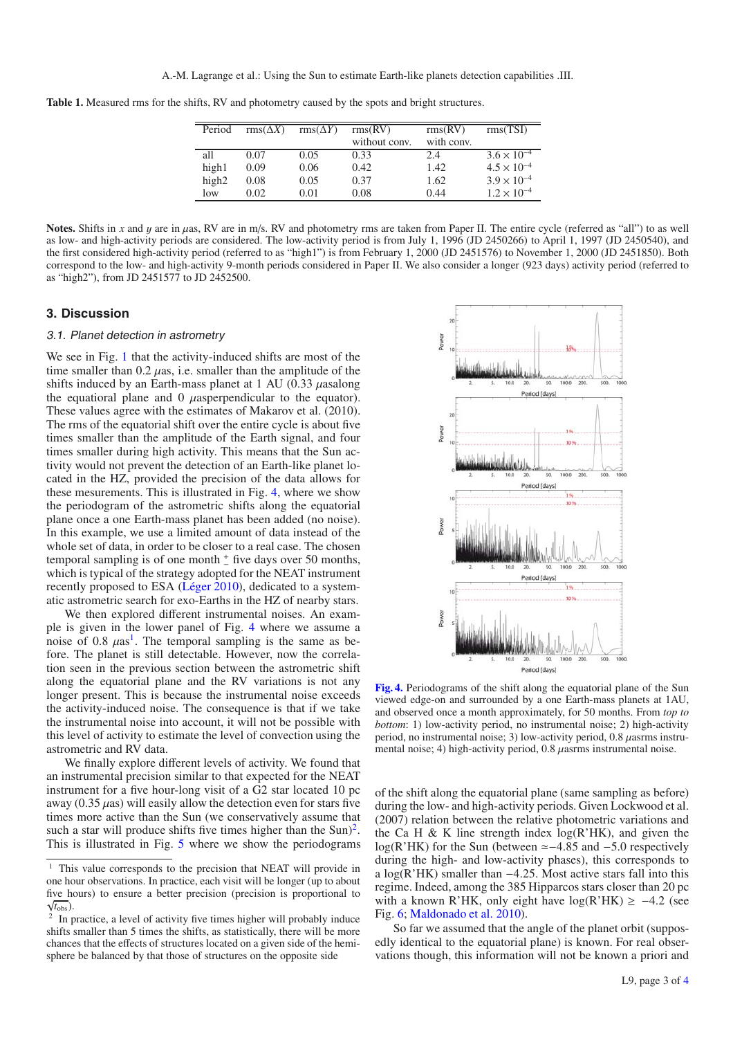**Table 1.** Measured rms for the shifts, RV and photometry caused by the spots and bright structures.

| Period | rms($\Delta X$) | rms($\Delta Y$) | rms(RV) without conv. | rms(RV) with conv. | rms(TSI) |
|---|---|---|---|---|---|
| all | 0.07 | 0.05 | 0.33 | 2.4 | $3.6 \times 10^{-4}$ |
| high1 | 0.09 | 0.06 | 0.42 | 1.42 | $4.5 \times 10^{-4}$ |
| high2 | 0.08 | 0.05 | 0.37 | 1.62 | $3.9 \times 10^{-4}$ |
| low | 0.02 | 0.01 | 0.08 | 0.44 | $1.2 \times 10^{-4}$ |

**Notes.** Shifts in $x$ and $y$ are in $\mu$as, RV are in m/s. RV and photometry rms are taken from Paper II. The entire cycle (referred as "all") to as well as low- and high-activity periods are considered. The low-activity period is from July 1, 1996 (JD 2450266) to April 1, 1997 (JD 2450540), and the first considered high-activity period (referred to as "high1") is from February 1, 2000 (JD 2451576) to November 1, 2000 (JD 2451850). Both correspond to the low- and high-activity 9-month periods considered in Paper II. We also consider a longer (923 days) activity period (referred to as "high2"), from JD 2451577 to JD 2452500.

## 3. Discussion

### 3.1. Planet detection in astrometry

We see in Fig. 1 that the activity-induced shifts are most of the time smaller than 0.2 $\mu$as, i.e. smaller than the amplitude of the shifts induced by an Earth-mass planet at 1 AU (0.33 $\mu$asalong the equatorial plane and 0 $\mu$asperpendicular to the equator). These values agree with the estimates of Makarov et al. (2010). The rms of the equatorial shift over the entire cycle is about five times smaller than the amplitude of the Earth signal, and four times smaller during high activity. This means that the Sun activity would not prevent the detection of an Earth-like planet located in the HZ, provided the precision of the data allows for these mesurements. This is illustrated in Fig. 4, where we show the periodogram of the astrometric shifts along the equatorial plane once a one Earth-mass planet has been added (no noise). In this example, we use a limited amount of data instead of the whole set of data, in order to be closer to a real case. The chosen temporal sampling is of one month $\pm$ five days over 50 months, which is typical of the strategy adopted for the NEAT instrument recently proposed to ESA (Léger 2010), dedicated to a systematic astrometric search for exo-Earths in the HZ of nearby stars.

We then explored different instrumental noises. An example is given in the lower panel of Fig. 4 where we assume a noise of 0.8 $\mu$as[1]. The temporal sampling is the same as before. The planet is still detectable. However, now the correlation seen in the previous section between the astrometric shift along the equatorial plane and the RV variations is not any longer present. This is because the instrumental noise exceeds the activity-induced noise. The consequence is that if we take the instrumental noise into account, it will not be possible with this level of activity to estimate the level of convection using the astrometric and RV data.

We finally explore different levels of activity. We found that an instrumental precision similar to that expected for the NEAT instrument for a five hour-long visit of a G2 star located 10 pc away (0.35 $\mu$as) will easily allow the detection even for stars five times more active than the Sun (we conservatively assume that such a star will produce shifts five times higher than the Sun)[2]. This is illustrated in Fig. 5 where we show the periodograms of the shift along the equatorial plane (same sampling as before) during the low- and high-activity periods. Given Lockwood et al. (2007) relation between the relative photometric variations and the Ca H & K line strength index log(R'HK), and given the log(R'HK) for the Sun (between $\simeq -4.85$ and $-5.0$ respectively during the high- and low-activity phases), this corresponds to a log(R'HK) smaller than $-4.25$. Most active stars fall into this regime. Indeed, among the 385 Hipparcos stars closer than 20 pc with a known R'HK, only eight have log(R'HK) $\geq -4.2$ (see Fig. 6; Maldonado et al. 2010).

So far we assumed that the angle of the planet orbit (supposedly identical to the equatorial plane) is known. For real observations though, this information will not be known a priori and

**Fig. 4.** Periodograms of the shift along the equatorial plane of the Sun viewed edge-on and surrounded by a one Earth-mass planets at 1AU, and observed once a month approximately, for 50 months. From *top to bottom*: 1) low-activity period, no instrumental noise; 2) high-activity period, no instrumental noise; 3) low-activity period, 0.8 $\mu$asrms instrumental noise; 4) high-activity period, 0.8 $\mu$asrms instrumental noise.

[1] This value corresponds to the precision that NEAT will provide in one hour observations. In practice, each visit will be longer (up to about five hours) to ensure a better precision (precision is proportional to $\sqrt{t_{\rm obs}}$).

[2] In practice, a level of activity five times higher will probably induce shifts smaller than 5 times the shifts, as statistically, there will be more chances that the effects of structures located on a given side of the hemisphere be balanced by that those of structures on the opposite side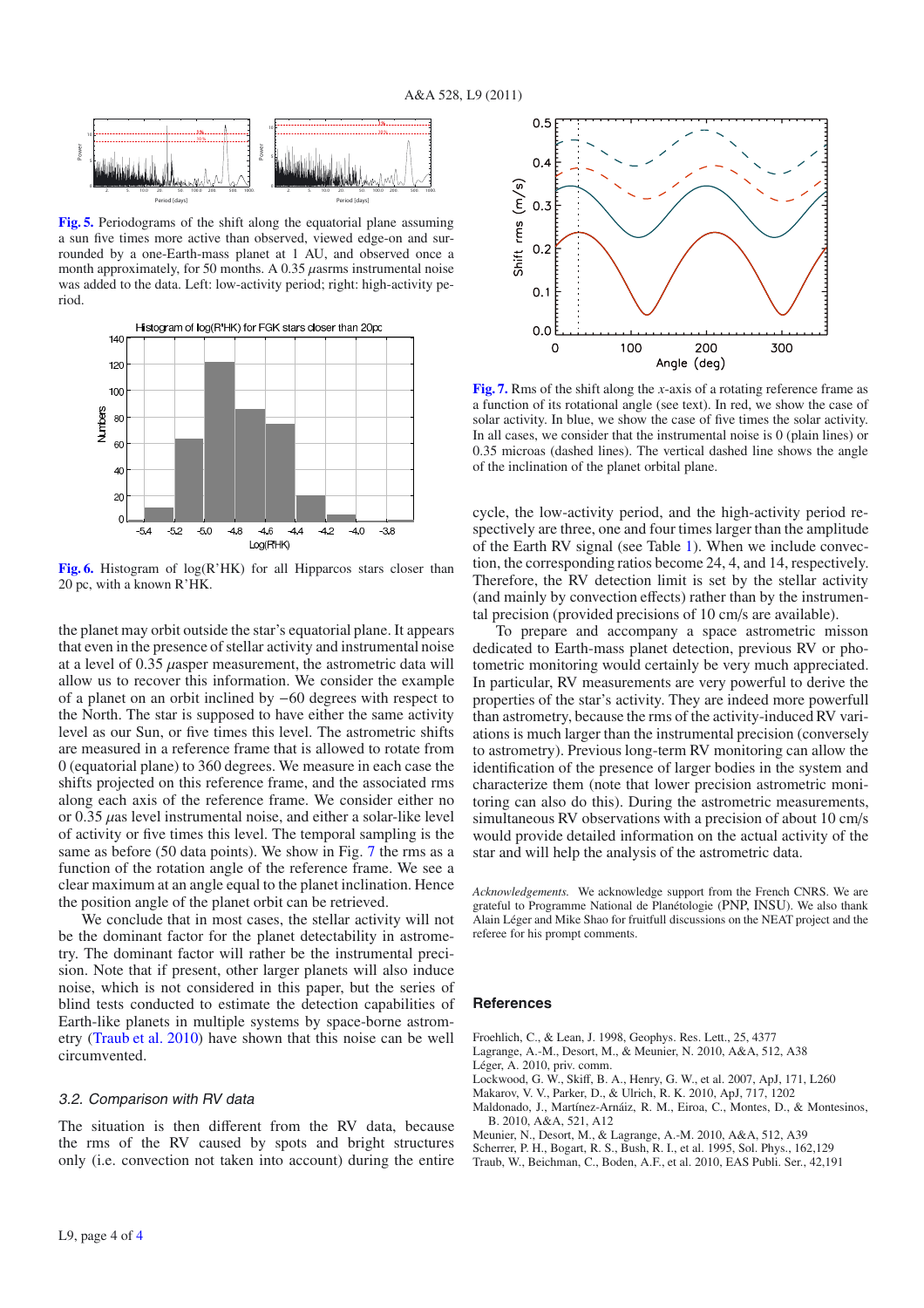Power

Period [days]

Power

Period [days]

Fig. 5. Periodograms of the shift along the equatorial plane assuming a sun five times more active than observed, viewed edge-on and surrounded by a one-Earth-mass planet at 1 AU, and observed once a month approximately, for 50 months. A 0.35 $\mu$asrms instrumental noise was added to the data. Left: low-activity period; right: high-activity period.

Histogram of log(R'HK) for FGK stars closer than 20pc

140
120
100
80
60
40
20
0

Numbers

-5.4 -5.2 -5.0 -4.8 -4.6 -4.4 -4.2 -4.0 -3.8

Log(R'HK)

Fig. 6. Histogram of log(R'HK) for all Hipparcos stars closer than 20 pc, with a known R'HK.

the planet may orbit outside the star's equatorial plane. It appears that even in the presence of stellar activity and instrumental noise at a level of 0.35 $\mu$asper measurement, the astrometric data will allow us to recover this information. We consider the example of a planet on an orbit inclined by −60 degrees with respect to the North. The star is supposed to have either the same activity level as our Sun, or five times this level. The astrometric shifts are measured in a reference frame that is allowed to rotate from 0 (equatorial plane) to 360 degrees. We measure in each case the shifts projected on this reference frame, and the associated rms along each axis of the reference frame. We consider either no or 0.35 $\mu$as level instrumental noise, and either a solar-like level of activity or five times this level. The temporal sampling is the same as before (50 data points). We show in Fig. 7 the rms as a function of the rotation angle of the reference frame. We see a clear maximum at an angle equal to the planet inclination. Hence the position angle of the planet orbit can be retrieved.

We conclude that in most cases, the stellar activity will not be the dominant factor for the planet detectability in astrometry. The dominant factor will rather be the instrumental precision. Note that if present, other larger planets will also induce noise, which is not considered in this paper, but the series of blind tests conducted to estimate the detection capabilities of Earth-like planets in multiple systems by space-borne astrometry (Traub et al. 2010) have shown that this noise can be well circumvented.

### 3.2. Comparison with RV data

The situation is then different from the RV data, because the rms of the RV caused by spots and bright structures only (i.e. convection not taken into account) during the entire

0.5
0.4
0.3
0.2
0.1
0.0

Shift rms (m/s)

0 100 200 300

Angle (deg)

Fig. 7. Rms of the shift along the $x$-axis of a rotating reference frame as a function of its rotational angle (see text). In red, we show the case of solar activity. In blue, we show the case of five times the solar activity. In all cases, we consider that the instrumental noise is 0 (plain lines) or 0.35 microas (dashed lines). The vertical dashed line shows the angle of the inclination of the planet orbital plane.

cycle, the low-activity period, and the high-activity period respectively are three, one and four times larger than the amplitude of the Earth RV signal (see Table 1). When we include convection, the corresponding ratios become 24, 4, and 14, respectively. Therefore, the RV detection limit is set by the stellar activity (and mainly by convection effects) rather than by the instrumental precision (provided precisions of 10 cm/s are available).

To prepare and accompany a space astrometric misson dedicated to Earth-mass planet detection, previous RV or photometric monitoring would certainly be very much appreciated. In particular, RV measurements are very powerful to derive the properties of the star's activity. They are indeed more powerfull than astrometry, because the rms of the activity-induced RV variations is much larger than the instrumental precision (conversely to astrometry). Previous long-term RV monitoring can allow the identification of the presence of larger bodies in the system and characterize them (note that lower precision astrometric monitoring can also do this). During the astrometric measurements, simultaneous RV observations with a precision of about 10 cm/s would provide detailed information on the actual activity of the star and will help the analysis of the astrometric data.

*Acknowledgements.* We acknowledge support from the French CNRS. We are grateful to Programme National de Planétologie (PNP, INSU). We also thank Alain Léger and Mike Shao for fruitfull discussions on the NEAT project and the referee for his prompt comments.

## References

Froehlich, C., & Lean, J. 1998, Geophys. Res. Lett., 25, 4377
Lagrange, A.-M., Desort, M., & Meunier, N. 2010, A&A, 512, A38
Léger, A. 2010, priv. comm.
Lockwood, G. W., Skiff, B. A., Henry, G. W., et al. 2007, ApJ, 171, L260
Makarov, V. V., Parker, D., & Ulrich, R. K. 2010, ApJ, 717, 1202
Maldonado, J., Martínez-Arnáiz, R. M., Eiroa, C., Montes, D., & Montesinos, B. 2010, A&A, 521, A12
Meunier, N., Desort, M., & Lagrange, A.-M. 2010, A&A, 512, A39
Scherrer, P. H., Bogart, R. S., Bush, R. I., et al. 1995, Sol. Phys., 162,129
Traub, W., Beichman, C., Boden, A.F., et al. 2010, EAS Publi. Ser., 42,191